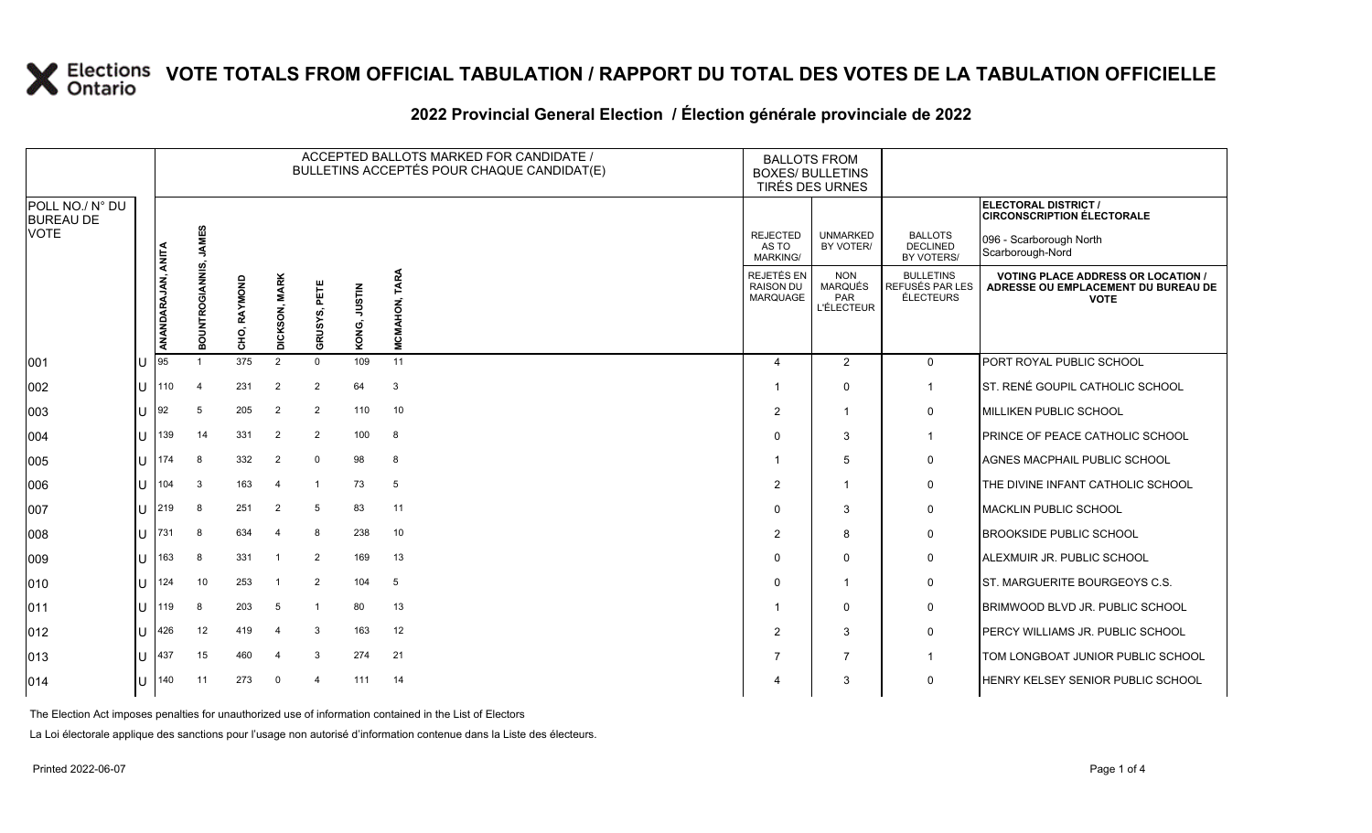# VOTE TOTALS FROM OFFICIAL TABULATION / RAPPORT DU TOTAL DES VOTES DE LA TABULATION OFFICIELLE

## 2022 Provincial General Election / Élection générale provinciale de 2022

**ELECTORAL DISTRICT / CIRCONSCRIPTION ÉLECTORALE:** 096 - Scarborough North / Scarborough-Nord

| POLL NO./ N° DU BUREAU DE VOTE | | ACCEPTED BALLOTS MARKED FOR CANDIDATE / BULLETINS ACCEPTÉS POUR CHAQUE CANDIDAT(E) | | | | | | | BALLOTS FROM BOXES/ BULLETINS TIRÉS DES URNES | | | |
|---|---|---|---|---|---|---|---|---|---|---|---|---|
| | | ANANDARAJAN, ANITA | BOUNTROGIANNIS, JAMES | CHO, RAYMOND | DICKSON, MARK | GRUSYS, PETE | KONG, JUSTIN | MCMAHON, TARA | REJECTED AS TO MARKING/ REJETÉS EN RAISON DU MARQUAGE | UNMARKED BY VOTER/ NON MARQUÉS PAR L'ÉLECTEUR | BALLOTS DECLINED BY VOTERS/ BULLETINS REFUSÉS PAR LES ÉLECTEURS | VOTING PLACE ADDRESS OR LOCATION / ADRESSE OU EMPLACEMENT DU BUREAU DE VOTE |
| 001 | U | 95 | 1 | 375 | 2 | 0 | 109 | 11 | 4 | 2 | 0 | PORT ROYAL PUBLIC SCHOOL |
| 002 | U | 110 | 4 | 231 | 2 | 2 | 64 | 3 | 1 | 0 | 1 | ST. RENÉ GOUPIL CATHOLIC SCHOOL |
| 003 | U | 92 | 5 | 205 | 2 | 2 | 110 | 10 | 2 | 1 | 0 | MILLIKEN PUBLIC SCHOOL |
| 004 | U | 139 | 14 | 331 | 2 | 2 | 100 | 8 | 0 | 3 | 1 | PRINCE OF PEACE CATHOLIC SCHOOL |
| 005 | U | 174 | 8 | 332 | 2 | 0 | 98 | 8 | 1 | 5 | 0 | AGNES MACPHAIL PUBLIC SCHOOL |
| 006 | U | 104 | 3 | 163 | 4 | 1 | 73 | 5 | 2 | 1 | 0 | THE DIVINE INFANT CATHOLIC SCHOOL |
| 007 | U | 219 | 8 | 251 | 2 | 5 | 83 | 11 | 0 | 3 | 0 | MACKLIN PUBLIC SCHOOL |
| 008 | U | 731 | 8 | 634 | 4 | 8 | 238 | 10 | 2 | 8 | 0 | BROOKSIDE PUBLIC SCHOOL |
| 009 | U | 163 | 8 | 331 | 1 | 2 | 169 | 13 | 0 | 0 | 0 | ALEXMUIR JR. PUBLIC SCHOOL |
| 010 | U | 124 | 10 | 253 | 1 | 2 | 104 | 5 | 0 | 1 | 0 | ST. MARGUERITE BOURGEOYS C.S. |
| 011 | U | 119 | 8 | 203 | 5 | 1 | 80 | 13 | 1 | 0 | 0 | BRIMWOOD BLVD JR. PUBLIC SCHOOL |
| 012 | U | 426 | 12 | 419 | 4 | 3 | 163 | 12 | 2 | 3 | 0 | PERCY WILLIAMS JR. PUBLIC SCHOOL |
| 013 | U | 437 | 15 | 460 | 4 | 3 | 274 | 21 | 7 | 7 | 1 | TOM LONGBOAT JUNIOR PUBLIC SCHOOL |
| 014 | U | 140 | 11 | 273 | 0 | 4 | 111 | 14 | 4 | 3 | 0 | HENRY KELSEY SENIOR PUBLIC SCHOOL |

The Election Act imposes penalties for unauthorized use of information contained in the List of Electors

La Loi électorale applique des sanctions pour l'usage non autorisé d'information contenue dans la Liste des électeurs.

Printed 2022-06-07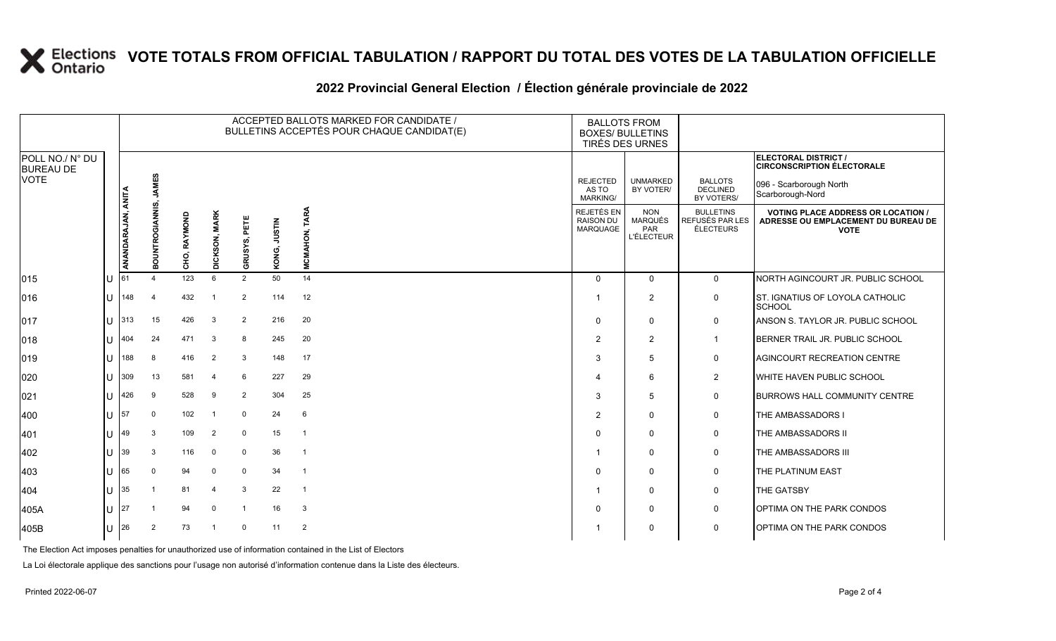# VOTE TOTALS FROM OFFICIAL TABULATION / RAPPORT DU TOTAL DES VOTES DE LA TABULATION OFFICIELLE

## 2022 Provincial General Election / Élection générale provinciale de 2022

ELECTORAL DISTRICT / CIRCONSCRIPTION ÉLECTORALE: 096 - Scarborough North / Scarborough-Nord

| POLL NO./ N° DU BUREAU DE VOTE | | ACCEPTED BALLOTS MARKED FOR CANDIDATE / BULLETINS ACCEPTÉS POUR CHAQUE CANDIDAT(E) | | | | | | | BALLOTS FROM BOXES/ BULLETINS TIRÉS DES URNES | | | |
|---|---|---|---|---|---|---|---|---|---|---|---|---|
| | | ANANDARAJAN, ANITA | BOUNTROGIANNIS, JAMES | CHO, RAYMOND | DICKSON, MARK | GRUSYS, PETE | KONG, JUSTIN | MCMAHON, TARA | REJECTED AS TO MARKING/ REJETÉS EN RAISON DU MARQUAGE | UNMARKED BY VOTER/ NON MARQUÉS PAR L'ÉLECTEUR | BALLOTS DECLINED BY VOTERS/ BULLETINS REFUSÉS PAR LES ÉLECTEURS | VOTING PLACE ADDRESS OR LOCATION / ADRESSE OU EMPLACEMENT DU BUREAU DE VOTE |
| 015 | U | 61 | 4 | 123 | 6 | 2 | 50 | 14 | 0 | 0 | 0 | NORTH AGINCOURT JR. PUBLIC SCHOOL |
| 016 | U | 148 | 4 | 432 | 1 | 2 | 114 | 12 | 1 | 2 | 0 | ST. IGNATIUS OF LOYOLA CATHOLIC SCHOOL |
| 017 | U | 313 | 15 | 426 | 3 | 2 | 216 | 20 | 0 | 0 | 0 | ANSON S. TAYLOR JR. PUBLIC SCHOOL |
| 018 | U | 404 | 24 | 471 | 3 | 8 | 245 | 20 | 2 | 2 | 1 | BERNER TRAIL JR. PUBLIC SCHOOL |
| 019 | U | 188 | 8 | 416 | 2 | 3 | 148 | 17 | 3 | 5 | 0 | AGINCOURT RECREATION CENTRE |
| 020 | U | 309 | 13 | 581 | 4 | 6 | 227 | 29 | 4 | 6 | 2 | WHITE HAVEN PUBLIC SCHOOL |
| 021 | U | 426 | 9 | 528 | 9 | 2 | 304 | 25 | 3 | 5 | 0 | BURROWS HALL COMMUNITY CENTRE |
| 400 | U | 57 | 0 | 102 | 1 | 0 | 24 | 6 | 2 | 0 | 0 | THE AMBASSADORS I |
| 401 | U | 49 | 3 | 109 | 2 | 0 | 15 | 1 | 0 | 0 | 0 | THE AMBASSADORS II |
| 402 | U | 39 | 3 | 116 | 0 | 0 | 36 | 1 | 1 | 0 | 0 | THE AMBASSADORS III |
| 403 | U | 65 | 0 | 94 | 0 | 0 | 34 | 1 | 0 | 0 | 0 | THE PLATINUM EAST |
| 404 | U | 35 | 1 | 81 | 4 | 3 | 22 | 1 | 1 | 0 | 0 | THE GATSBY |
| 405A | U | 27 | 1 | 94 | 0 | 1 | 16 | 3 | 0 | 0 | 0 | OPTIMA ON THE PARK CONDOS |
| 405B | U | 26 | 2 | 73 | 1 | 0 | 11 | 2 | 1 | 0 | 0 | OPTIMA ON THE PARK CONDOS |

The Election Act imposes penalties for unauthorized use of information contained in the List of Electors

La Loi électorale applique des sanctions pour l'usage non autorisé d'information contenue dans la Liste des électeurs.

Printed 2022-06-07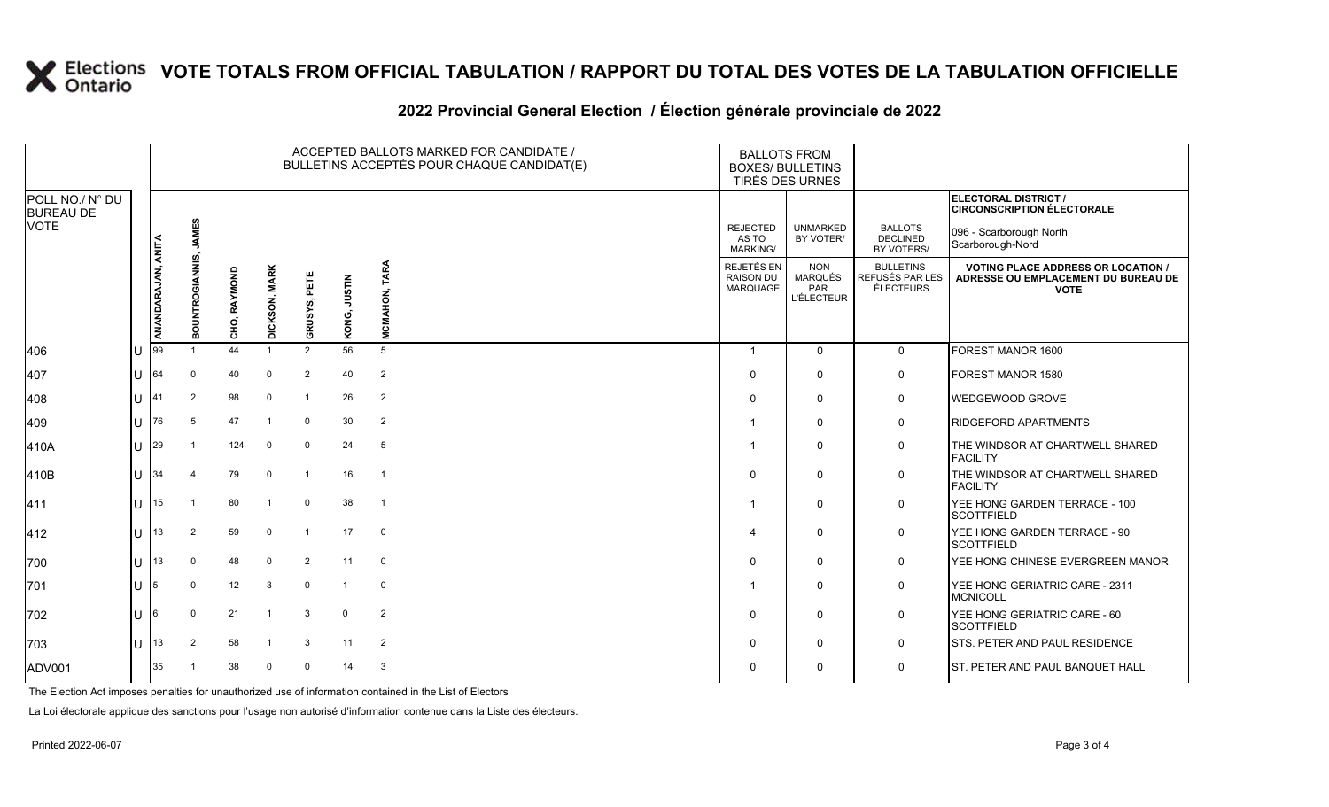# VOTE TOTALS FROM OFFICIAL TABULATION / RAPPORT DU TOTAL DES VOTES DE LA TABULATION OFFICIELLE

## 2022 Provincial General Election / Élection générale provinciale de 2022

ELECTORAL DISTRICT / CIRCONSCRIPTION ÉLECTORALE: 096 - Scarborough North / Scarborough-Nord

| POLL NO./ N° DU BUREAU DE VOTE | | ANANDARAJAN, ANITA | BOUNTROGIANNIS, JAMES | CHO, RAYMOND | DICKSON, MARK | GRUSYS, PETE | KONG, JUSTIN | MCMAHON, TARA | REJECTED AS TO MARKING/ REJETÉS EN RAISON DU MARQUAGE | UNMARKED BY VOTER/ NON MARQUÉS PAR L'ÉLECTEUR | BALLOTS DECLINED BY VOTERS/ BULLETINS REFUSÉS PAR LES ÉLECTEURS | VOTING PLACE ADDRESS OR LOCATION / ADRESSE OU EMPLACEMENT DU BUREAU DE VOTE |
|---|---|---|---|---|---|---|---|---|---|---|---|---|
| 406 | U | 99 | 1 | 44 | 1 | 2 | 56 | 5 | 1 | 0 | 0 | FOREST MANOR 1600 |
| 407 | U | 64 | 0 | 40 | 0 | 2 | 40 | 2 | 0 | 0 | 0 | FOREST MANOR 1580 |
| 408 | U | 41 | 2 | 98 | 0 | 1 | 26 | 2 | 0 | 0 | 0 | WEDGEWOOD GROVE |
| 409 | U | 76 | 5 | 47 | 1 | 0 | 30 | 2 | 1 | 0 | 0 | RIDGEFORD APARTMENTS |
| 410A | U | 29 | 1 | 124 | 0 | 0 | 24 | 5 | 1 | 0 | 0 | THE WINDSOR AT CHARTWELL SHARED FACILITY |
| 410B | U | 34 | 4 | 79 | 0 | 1 | 16 | 1 | 0 | 0 | 0 | THE WINDSOR AT CHARTWELL SHARED FACILITY |
| 411 | U | 15 | 1 | 80 | 1 | 0 | 38 | 1 | 1 | 0 | 0 | YEE HONG GARDEN TERRACE - 100 SCOTTFIELD |
| 412 | U | 13 | 2 | 59 | 0 | 1 | 17 | 0 | 4 | 0 | 0 | YEE HONG GARDEN TERRACE - 90 SCOTTFIELD |
| 700 | U | 13 | 0 | 48 | 0 | 2 | 11 | 0 | 0 | 0 | 0 | YEE HONG CHINESE EVERGREEN MANOR |
| 701 | U | 5 | 0 | 12 | 3 | 0 | 1 | 0 | 1 | 0 | 0 | YEE HONG GERIATRIC CARE - 2311 MCNICOLL |
| 702 | U | 6 | 0 | 21 | 1 | 3 | 0 | 2 | 0 | 0 | 0 | YEE HONG GERIATRIC CARE - 60 SCOTTFIELD |
| 703 | U | 13 | 2 | 58 | 1 | 3 | 11 | 2 | 0 | 0 | 0 | STS. PETER AND PAUL RESIDENCE |
| ADV001 | | 35 | 1 | 38 | 0 | 0 | 14 | 3 | 0 | 0 | 0 | ST. PETER AND PAUL BANQUET HALL |

The Election Act imposes penalties for unauthorized use of information contained in the List of Electors

La Loi électorale applique des sanctions pour l'usage non autorisé d'information contenue dans la Liste des électeurs.

Printed 2022-06-07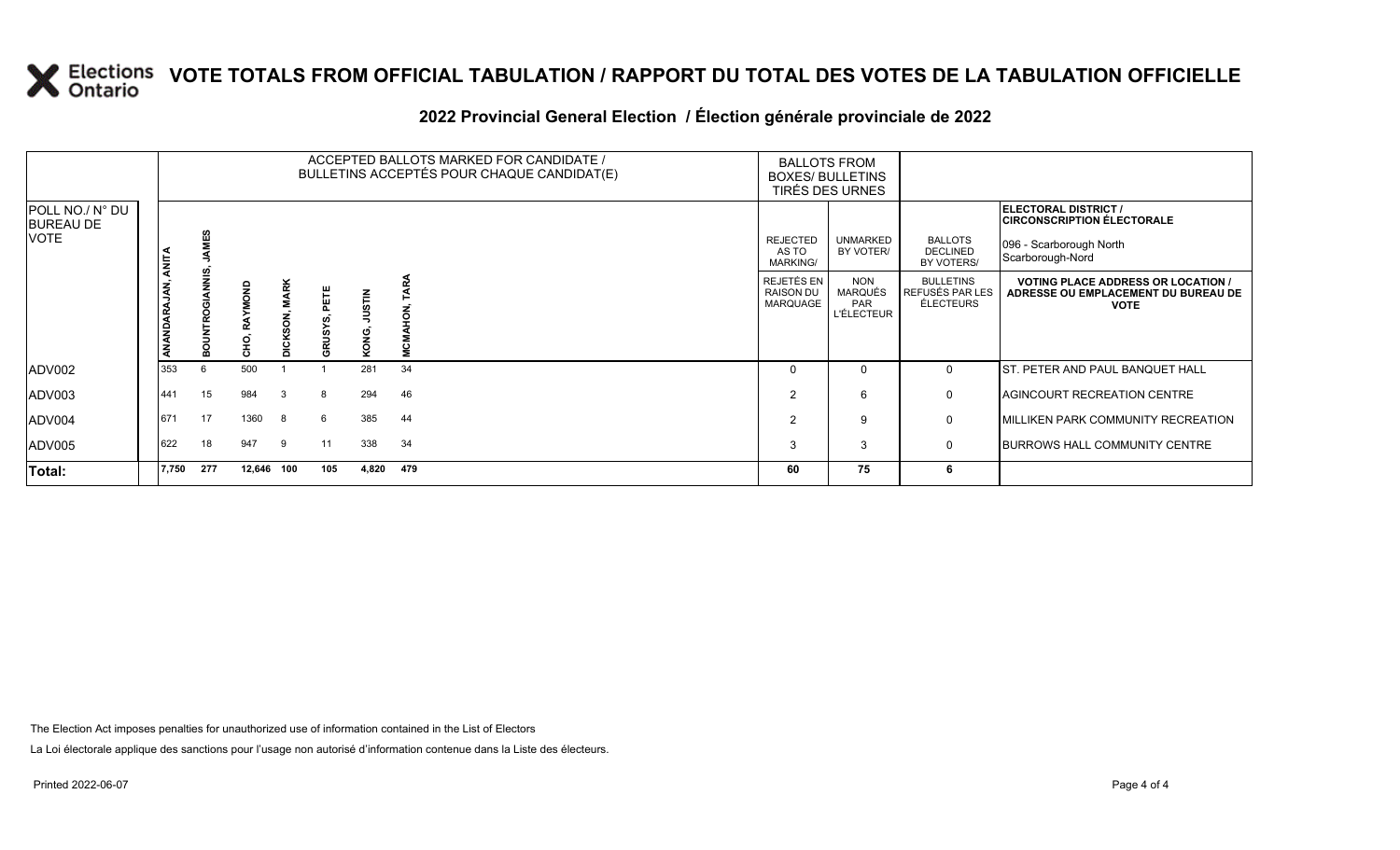# VOTE TOTALS FROM OFFICIAL TABULATION / RAPPORT DU TOTAL DES VOTES DE LA TABULATION OFFICIELLE

## 2022 Provincial General Election / Élection générale provinciale de 2022

| POLL NO./ N° DU BUREAU DE VOTE | ACCEPTED BALLOTS MARKED FOR CANDIDATE / BULLETINS ACCEPTÉS POUR CHAQUE CANDIDAT(E) | | | | | | | BALLOTS FROM BOXES/ BULLETINS TIRÉS DES URNES | | | ELECTORAL DISTRICT / CIRCONSCRIPTION ÉLECTORALE: 096 - Scarborough North Scarborough-Nord |
|---|---|---|---|---|---|---|---|---|---|---|---|
| | ANANDARAJAN, ANITA | BOUNTROGIANNIS, JAMES | CHO, RAYMOND | DICKSON, MARK | GRUSYS, PETE | KONG, JUSTIN | MCMAHON, TARA | REJECTED AS TO MARKING/ REJETÉS EN RAISON DU MARQUAGE | UNMARKED BY VOTER/ NON MARQUÉS PAR L'ÉLECTEUR | BALLOTS DECLINED BY VOTERS/ BULLETINS REFUSÉS PAR LES ÉLECTEURS | VOTING PLACE ADDRESS OR LOCATION / ADRESSE OU EMPLACEMENT DU BUREAU DE VOTE |
| ADV002 | 353 | 6 | 500 | 1 | 1 | 281 | 34 | 0 | 0 | 0 | ST. PETER AND PAUL BANQUET HALL |
| ADV003 | 441 | 15 | 984 | 3 | 8 | 294 | 46 | 2 | 6 | 0 | AGINCOURT RECREATION CENTRE |
| ADV004 | 671 | 17 | 1360 | 8 | 6 | 385 | 44 | 2 | 9 | 0 | MILLIKEN PARK COMMUNITY RECREATION |
| ADV005 | 622 | 18 | 947 | 9 | 11 | 338 | 34 | 3 | 3 | 0 | BURROWS HALL COMMUNITY CENTRE |
| **Total:** | **7,750** | **277** | **12,646** | **100** | **105** | **4,820** | **479** | **60** | **75** | **6** | |

The Election Act imposes penalties for unauthorized use of information contained in the List of Electors

La Loi électorale applique des sanctions pour l'usage non autorisé d'information contenue dans la Liste des électeurs.

Printed 2022-06-07